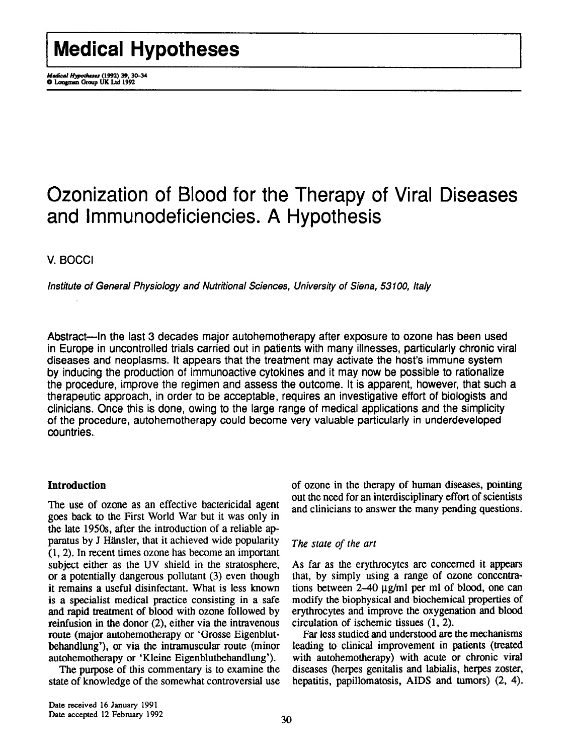# Ozonization of Blood for the Therapy of Viral Diseases and Immunodeficiencies. A Hypothesis

V. BOCCI

*Institute of General Physiology and Nutritional Sciences, University of Siena, 53100, Italy*

Abstract—In the last 3 decades major autohemotherapy after exposure to ozone has been used in Europe in uncontrolled trials carried out in patients with many illnesses, particularly chronic viral diseases and neoplasms. It appears that the treatment may activate the host's immune system by inducing the production of immunoactive cytokines and it may now be possible to rationalize the procedure, improve the regimen and assess the outcome. It is apparent, however, that such a therapeutic approach, in order to be acceptable, requires an investigative effort of biologists and clinicians. Once this is done, owing to the large range of medical applications and the simplicity of the procedure, autohemotherapy could become very valuable particularly in underdeveloped countries.

## Introduction

The use of ozone as an effective bactericidal agent goes back to the First World War but it was only in the late 1950s, after the introduction of a reliable apparatus by J Hänsler, that it achieved wide popularity (1, 2). In recent times ozone has become an important subject either as the UV shield in the stratosphere, or a potentially dangerous pollutant (3) even though it remains a useful disinfectant. What is less known is a specialist medical practice consisting in a safe and rapid treatment of blood with ozone followed by reinfusion in the donor (2), either via the intravenous route (major autohemotherapy or 'Grosse Eigenblutbehandlung'), or via the intramuscular route (minor autohemotherapy or 'Kleine Eigenblutbehandlung').

The purpose of this commentary is to examine the state of knowledge of the somewhat controversial use of ozone in the therapy of human diseases, pointing out the need for an interdisciplinary effort of scientists and clinicians to answer the many pending questions.

### *The state of the art*

As far as the erythrocytes are concerned it appears that, by simply using a range of ozone concentrations between 2–40 μg/ml per ml of blood, one can modify the biophysical and biochemical properties of erythrocytes and improve the oxygenation and blood circulation of ischemic tissues (1, 2).

Far less studied and understood are the mechanisms leading to clinical improvement in patients (treated with autohemotherapy) with acute or chronic viral diseases (herpes genitalis and labialis, herpes zoster, hepatitis, papillomatosis, AIDS and tumors) (2, 4).

Date received 16 January 1991
Date accepted 12 February 1992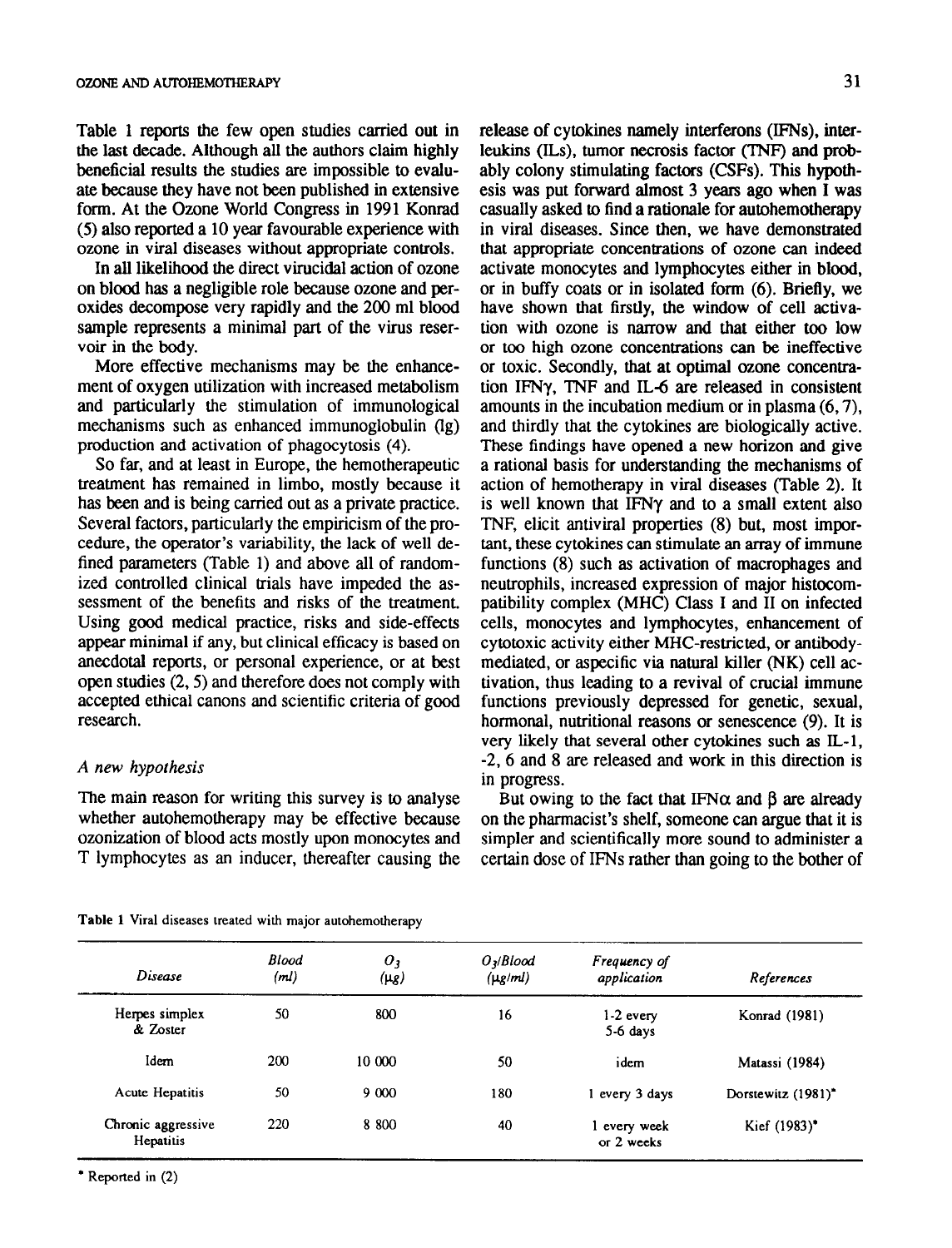Table 1 reports the few open studies carried out in the last decade. Although all the authors claim highly beneficial results the studies are impossible to evaluate because they have not been published in extensive form. At the Ozone World Congress in 1991 Konrad (5) also reported a 10 year favourable experience with ozone in viral diseases without appropriate controls.

In all likelihood the direct virucidal action of ozone on blood has a negligible role because ozone and peroxides decompose very rapidly and the 200 ml blood sample represents a minimal part of the virus reservoir in the body.

More effective mechanisms may be the enhancement of oxygen utilization with increased metabolism and particularly the stimulation of immunological mechanisms such as enhanced immunoglobulin (Ig) production and activation of phagocytosis (4).

So far, and at least in Europe, the hemotherapeutic treatment has remained in limbo, mostly because it has been and is being carried out as a private practice. Several factors, particularly the empiricism of the procedure, the operator's variability, the lack of well defined parameters (Table 1) and above all of randomized controlled clinical trials have impeded the assessment of the benefits and risks of the treatment. Using good medical practice, risks and side-effects appear minimal if any, but clinical efficacy is based on anecdotal reports, or personal experience, or at best open studies (2, 5) and therefore does not comply with accepted ethical canons and scientific criteria of good research.

### *A new hypothesis*

The main reason for writing this survey is to analyse whether autohemotherapy may be effective because ozonization of blood acts mostly upon monocytes and T lymphocytes as an inducer, thereafter causing the release of cytokines namely interferons (IFNs), interleukins (ILs), tumor necrosis factor (TNF) and probably colony stimulating factors (CSFs). This hypothesis was put forward almost 3 years ago when I was casually asked to find a rationale for autohemotherapy in viral diseases. Since then, we have demonstrated that appropriate concentrations of ozone can indeed activate monocytes and lymphocytes either in blood, or in buffy coats or in isolated form (6). Briefly, we have shown that firstly, the window of cell activation with ozone is narrow and that either too low or too high ozone concentrations can be ineffective or toxic. Secondly, that at optimal ozone concentration IFNγ, TNF and IL-6 are released in consistent amounts in the incubation medium or in plasma (6, 7), and thirdly that the cytokines are biologically active. These findings have opened a new horizon and give a rational basis for understanding the mechanisms of action of hemotherapy in viral diseases (Table 2). It is well known that IFNγ and to a small extent also TNF, elicit antiviral properties (8) but, most important, these cytokines can stimulate an array of immune functions (8) such as activation of macrophages and neutrophils, increased expression of major histocompatibility complex (MHC) Class I and II on infected cells, monocytes and lymphocytes, enhancement of cytotoxic activity either MHC-restricted, or antibody-mediated, or aspecific via natural killer (NK) cell activation, thus leading to a revival of crucial immune functions previously depressed for genetic, sexual, hormonal, nutritional reasons or senescence (9). It is very likely that several other cytokines such as IL-1, -2, 6 and 8 are released and work in this direction is in progress.

But owing to the fact that IFNα and β are already on the pharmacist's shelf, someone can argue that it is simpler and scientifically more sound to administer a certain dose of IFNs rather than going to the bother of

**Table 1** Viral diseases treated with major autohemotherapy

| Disease | Blood (ml) | $O_3$ (μg) | $O_3$/Blood (μg/ml) | Frequency of application | References |
|---|---|---|---|---|---|
| Herpes simplex & Zoster | 50 | 800 | 16 | 1-2 every 5-6 days | Konrad (1981) |
| Idem | 200 | 10 000 | 50 | idem | Matassi (1984) |
| Acute Hepatitis | 50 | 9 000 | 180 | 1 every 3 days | Dorstewitz (1981)* |
| Chronic aggressive Hepatitis | 220 | 8 800 | 40 | 1 every week or 2 weeks | Kief (1983)* |

* Reported in (2)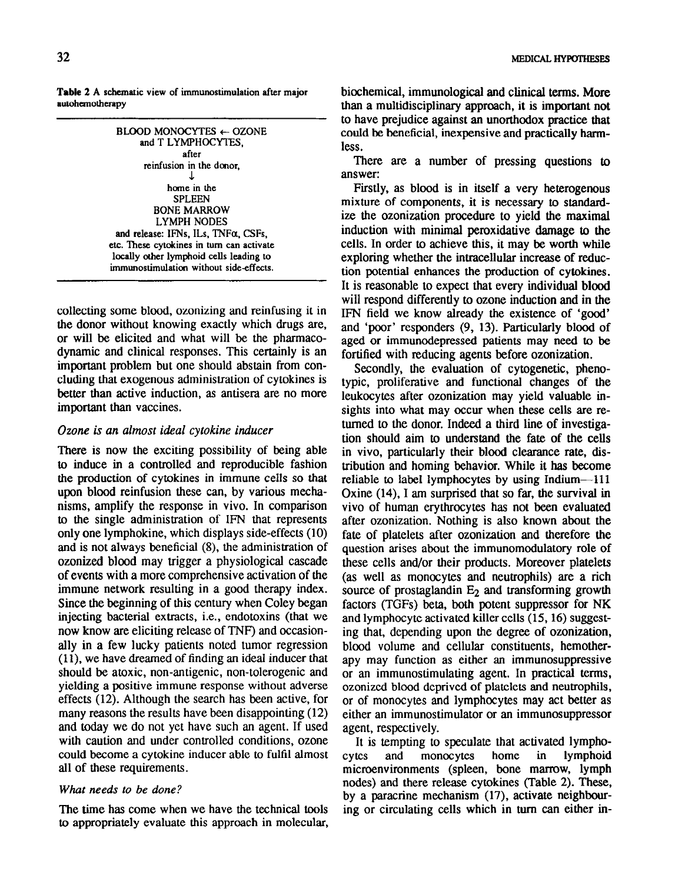**Table 2** A schematic view of immunostimulation after major autohemotherapy

| |
|---|
| BLOOD MONOCYTES ← OZONE and T LYMPHOCYTES, after reinfusion in the donor, ↓ home in the SPLEEN BONE MARROW LYMPH NODES and release: IFNs, ILs, TNFα, CSFs, etc. These cytokines in turn can activate locally other lymphoid cells leading to immunostimulation without side-effects. |

collecting some blood, ozonizing and reinfusing it in the donor without knowing exactly which drugs are, or will be elicited and what will be the pharmacodynamic and clinical responses. This certainly is an important problem but one should abstain from concluding that exogenous administration of cytokines is better than active induction, as antisera are no more important than vaccines.

### *Ozone is an almost ideal cytokine inducer*

There is now the exciting possibility of being able to induce in a controlled and reproducible fashion the production of cytokines in immune cells so that upon blood reinfusion these can, by various mechanisms, amplify the response in vivo. In comparison to the single administration of IFN that represents only one lymphokine, which displays side-effects (10) and is not always beneficial (8), the administration of ozonized blood may trigger a physiological cascade of events with a more comprehensive activation of the immune network resulting in a good therapy index. Since the beginning of this century when Coley began injecting bacterial extracts, i.e., endotoxins (that we now know are eliciting release of TNF) and occasionally in a few lucky patients noted tumor regression (11), we have dreamed of finding an ideal inducer that should be atoxic, non-antigenic, non-tolerogenic and yielding a positive immune response without adverse effects (12). Although the search has been active, for many reasons the results have been disappointing (12) and today we do not yet have such an agent. If used with caution and under controlled conditions, ozone could become a cytokine inducer able to fulfil almost all of these requirements.

### *What needs to be done?*

The time has come when we have the technical tools to appropriately evaluate this approach in molecular, biochemical, immunological and clinical terms. More than a multidisciplinary approach, it is important not to have prejudice against an unorthodox practice that could be beneficial, inexpensive and practically harmless.

There are a number of pressing questions to answer:

Firstly, as blood is in itself a very heterogenous mixture of components, it is necessary to standardize the ozonization procedure to yield the maximal induction with minimal peroxidative damage to the cells. In order to achieve this, it may be worth while exploring whether the intracellular increase of reduction potential enhances the production of cytokines. It is reasonable to expect that every individual blood will respond differently to ozone induction and in the IFN field we know already the existence of 'good' and 'poor' responders (9, 13). Particularly blood of aged or immunodepressed patients may need to be fortified with reducing agents before ozonization.

Secondly, the evaluation of cytogenetic, phenotypic, proliferative and functional changes of the leukocytes after ozonization may yield valuable insights into what may occur when these cells are returned to the donor. Indeed a third line of investigation should aim to understand the fate of the cells in vivo, particularly their blood clearance rate, distribution and homing behavior. While it has become reliable to label lymphocytes by using Indium—111 Oxine (14), I am surprised that so far, the survival in vivo of human erythrocytes has not been evaluated after ozonization. Nothing is also known about the fate of platelets after ozonization and therefore the question arises about the immunomodulatory role of these cells and/or their products. Moreover platelets (as well as monocytes and neutrophils) are a rich source of prostaglandin $E_2$ and transforming growth factors (TGFs) beta, both potent suppressor for NK and lymphocyte activated killer cells (15, 16) suggesting that, depending upon the degree of ozonization, blood volume and cellular constituents, hemotherapy may function as either an immunosuppressive or an immunostimulating agent. In practical terms, ozonized blood deprived of platelets and neutrophils, or of monocytes and lymphocytes may act better as either an immunostimulator or an immunosuppressor agent, respectively.

It is tempting to speculate that activated lymphocytes and monocytes home in lymphoid microenvironments (spleen, bone marrow, lymph nodes) and there release cytokines (Table 2). These, by a paracrine mechanism (17), activate neighbouring or circulating cells which in turn can either in-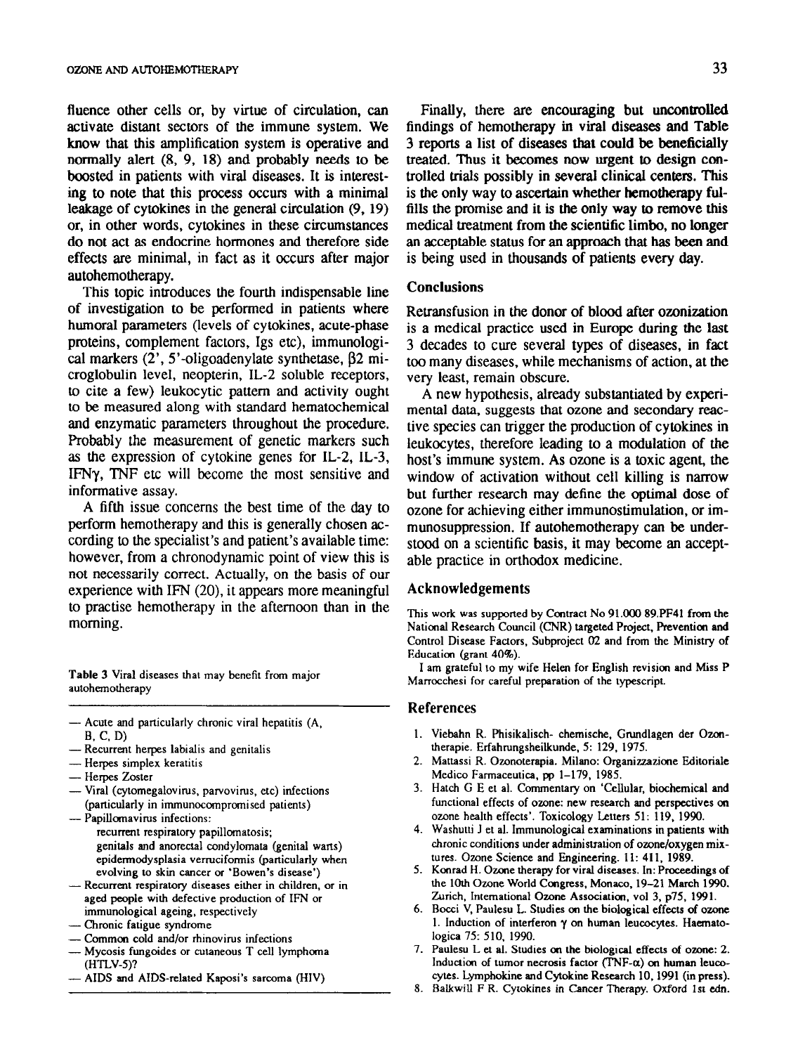fluence other cells or, by virtue of circulation, can activate distant sectors of the immune system. We know that this amplification system is operative and normally alert (8, 9, 18) and probably needs to be boosted in patients with viral diseases. It is interesting to note that this process occurs with a minimal leakage of cytokines in the general circulation (9, 19) or, in other words, cytokines in these circumstances do not act as endocrine hormones and therefore side effects are minimal, in fact as it occurs after major autohemotherapy.

This topic introduces the fourth indispensable line of investigation to be performed in patients where humoral parameters (levels of cytokines, acute-phase proteins, complement factors, Igs etc), immunological markers (2', 5'-oligoadenylate synthetase, $\beta 2$ microglobulin level, neopterin, IL-2 soluble receptors, to cite a few) leukocytic pattern and activity ought to be measured along with standard hematochemical and enzymatic parameters throughout the procedure. Probably the measurement of genetic markers such as the expression of cytokine genes for IL-2, IL-3, IFN$\gamma$, TNF etc will become the most sensitive and informative assay.

A fifth issue concerns the best time of the day to perform hemotherapy and this is generally chosen according to the specialist's and patient's available time: however, from a chronodynamic point of view this is not necessarily correct. Actually, on the basis of our experience with IFN (20), it appears more meaningful to practise hemotherapy in the afternoon than in the morning.

**Table 3** Viral diseases that may benefit from major autohemotherapy

- Acute and particularly chronic viral hepatitis (A, B, C, D)
- Recurrent herpes labialis and genitalis
- Herpes simplex keratitis
- Herpes Zoster
- Viral (cytomegalovirus, parvovirus, etc) infections (particularly in immunocompromised patients)
- Papillomavirus infections:
  - recurrent respiratory papillomatosis;
  - genitals and anorectal condylomata (genital warts)
  - epidermodysplasia verruciformis (particularly when evolving to skin cancer or 'Bowen's disease')
- Recurrent respiratory diseases either in children, or in aged people with defective production of IFN or immunological ageing, respectively
- Chronic fatigue syndrome
- Common cold and/or rhinovirus infections
- Mycosis fungoides or cutaneous T cell lymphoma (HTLV-5)?
- AIDS and AIDS-related Kaposi's sarcoma (HIV)

Finally, there are encouraging but uncontrolled findings of hemotherapy in viral diseases and Table 3 reports a list of diseases that could be beneficially treated. Thus it becomes now urgent to design controlled trials possibly in several clinical centers. This is the only way to ascertain whether hemotherapy fulfills the promise and it is the only way to remove this medical treatment from the scientific limbo, no longer an acceptable status for an approach that has been and is being used in thousands of patients every day.

## Conclusions

Retransfusion in the donor of blood after ozonization is a medical practice used in Europe during the last 3 decades to cure several types of diseases, in fact too many diseases, while mechanisms of action, at the very least, remain obscure.

A new hypothesis, already substantiated by experimental data, suggests that ozone and secondary reactive species can trigger the production of cytokines in leukocytes, therefore leading to a modulation of the host's immune system. As ozone is a toxic agent, the window of activation without cell killing is narrow but further research may define the optimal dose of ozone for achieving either immunostimulation, or immunosuppression. If autohemotherapy can be understood on a scientific basis, it may become an acceptable practice in orthodox medicine.

## Acknowledgements

This work was supported by Contract No 91.000 89.PF41 from the National Research Council (CNR) targeted Project, Prevention and Control Disease Factors, Subproject 02 and from the Ministry of Education (grant 40%).

I am grateful to my wife Helen for English revision and Miss P Marrocchesi for careful preparation of the typescript.

## References

1. Viebahn R. Phisikalisch- chemische, Grundlagen der Ozontherapie. Erfahrungsheilkunde, 5: 129, 1975.
2. Mattassi R. Ozonoterapia. Milano: Organizzazione Editoriale Medico Farmaceutica, pp 1–179, 1985.
3. Hatch G E et al. Commentary on 'Cellular, biochemical and functional effects of ozone: new research and perspectives on ozone health effects'. Toxicology Letters 51: 119, 1990.
4. Washutti J et al. Immunological examinations in patients with chronic conditions under administration of ozone/oxygen mixtures. Ozone Science and Engineering. 11: 411, 1989.
5. Konrad H. Ozone therapy for viral diseases. In: Proceedings of the 10th Ozone World Congress, Monaco, 19–21 March 1990. Zurich, International Ozone Association, vol 3, p75, 1991.
6. Bocci V, Paulesu L. Studies on the biological effects of ozone 1. Induction of interferon $\gamma$ on human leucocytes. Haematologica 75: 510, 1990.
7. Paulesu L et al. Studies on the biological effects of ozone: 2. Induction of tumor necrosis factor (TNF-$\alpha$) on human leucocytes. Lymphokine and Cytokine Research 10, 1991 (in press).
8. Balkwill F R. Cytokines in Cancer Therapy. Oxford 1st edn.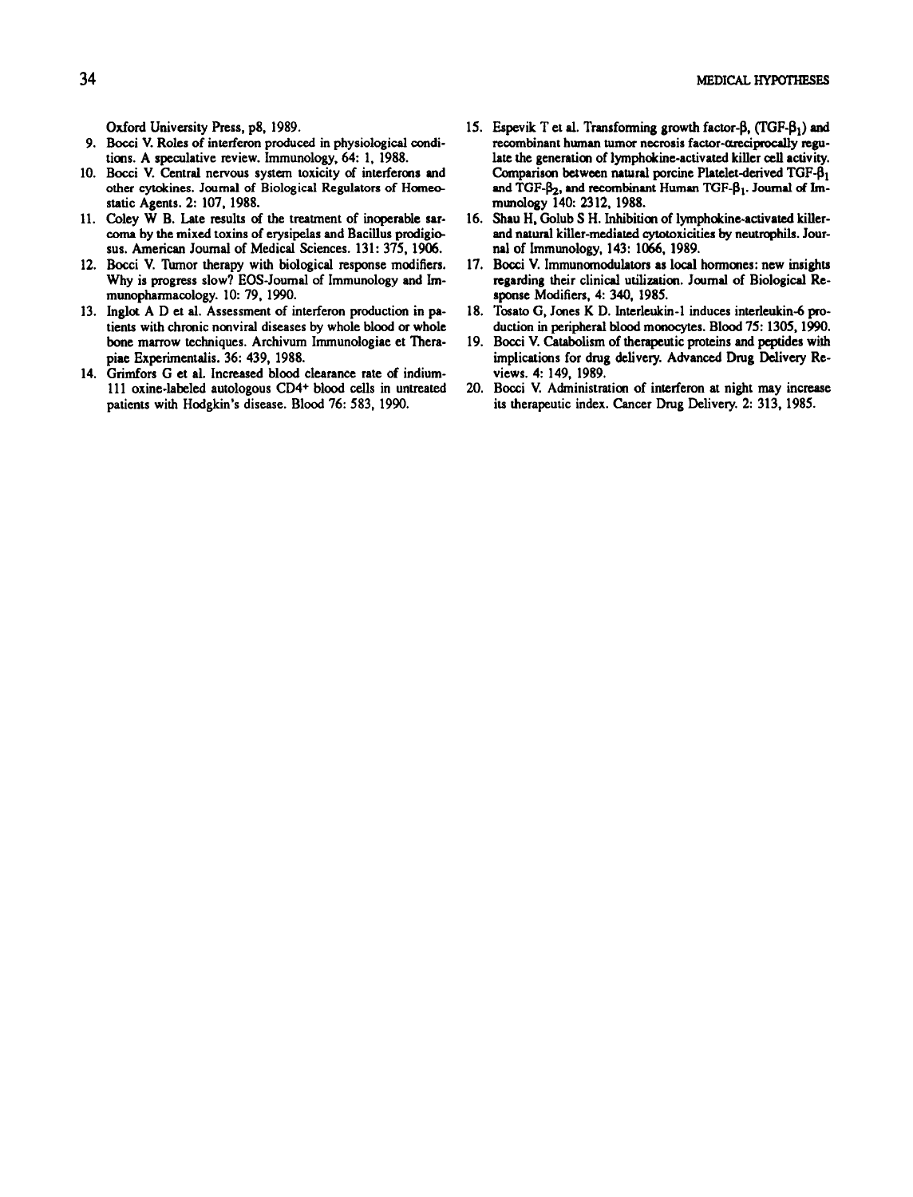Oxford University Press, p8, 1989.

9. Bocci V. Roles of interferon produced in physiological conditions. A speculative review. Immunology, 64: 1, 1988.
10. Bocci V. Central nervous system toxicity of interferons and other cytokines. Journal of Biological Regulators of Homeostatic Agents. 2: 107, 1988.
11. Coley W B. Late results of the treatment of inoperable sarcoma by the mixed toxins of erysipelas and Bacillus prodigiosus. American Journal of Medical Sciences. 131: 375, 1906.
12. Bocci V. Tumor therapy with biological response modifiers. Why is progress slow? EOS-Journal of Immunology and Immunopharmacology. 10: 79, 1990.
13. Inglot A D et al. Assessment of interferon production in patients with chronic nonviral diseases by whole blood or whole bone marrow techniques. Archivum Immunologiae et Therapiae Experimentalis. 36: 439, 1988.
14. Grimfors G et al. Increased blood clearance rate of indium-111 oxine-labeled autologous CD4+ blood cells in untreated patients with Hodgkin's disease. Blood 76: 583, 1990.
15. Espevik T et al. Transforming growth factor-β, (TGF-$\beta_1$) and recombinant human tumor necrosis factor-αreciprocally regulate the generation of lymphokine-activated killer cell activity. Comparison between natural porcine Platelet-derived TGF-$\beta_1$ and TGF-$\beta_2$, and recombinant Human TGF-$\beta_1$. Journal of Immunology 140: 2312, 1988.
16. Shau H, Golub S H. Inhibition of lymphokine-activated killer- and natural killer-mediated cytotoxicities by neutrophils. Journal of Immunology, 143: 1066, 1989.
17. Bocci V. Immunomodulators as local hormones: new insights regarding their clinical utilization. Journal of Biological Response Modifiers, 4: 340, 1985.
18. Tosato G, Jones K D. Interleukin-1 induces interleukin-6 production in peripheral blood monocytes. Blood 75: 1305, 1990.
19. Bocci V. Catabolism of therapeutic proteins and peptides with implications for drug delivery. Advanced Drug Delivery Reviews. 4: 149, 1989.
20. Bocci V. Administration of interferon at night may increase its therapeutic index. Cancer Drug Delivery. 2: 313, 1985.